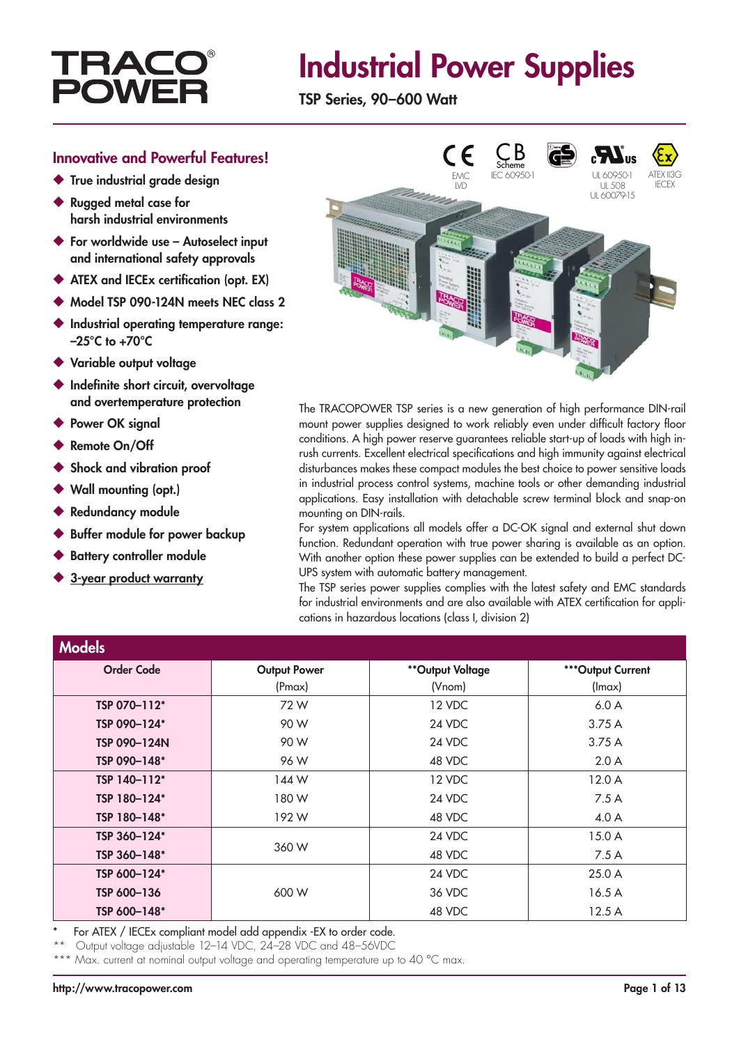# Industrial Power Supplies

**TSP Series, 90–600 Watt**

## Innovative and Powerful Features!

- True industrial grade design
- Rugged metal case for harsh industrial environments
- For worldwide use – Autoselect input and international safety approvals
- ATEX and IECEx certification (opt. EX)
- Model TSP 090-124N meets NEC class 2
- Industrial operating temperature range: –25°C to +70°C
- Variable output voltage
- Indefinite short circuit, overvoltage and overtemperature protection
- Power OK signal
- Remote On/Off
- Shock and vibration proof
- Wall mounting (opt.)
- Redundancy module
- Buffer module for power backup
- Battery controller module
- 3-year product warranty

EMC LVD | IEC 60950-1 | UL 60950-1 UL 508 UL 60079-15 | ATEX II3G IECEX

The TRACOPOWER TSP series is a new generation of high performance DIN-rail mount power supplies designed to work reliably even under difficult factory floor conditions. A high power reserve guarantees reliable start-up of loads with high in-rush currents. Excellent electrical specifications and high immunity against electrical disturbances makes these compact modules the best choice to power sensitive loads in industrial process control systems, machine tools or other demanding industrial applications. Easy installation with detachable screw terminal block and snap-on mounting on DIN-rails.
For system applications all models offer a DC-OK signal and external shut down function. Redundant operation with true power sharing is available as an option. With another option these power supplies can be extended to build a perfect DC-UPS system with automatic battery management.
The TSP series power supplies complies with the latest safety and EMC standards for industrial environments and are also available with ATEX certification for applications in hazardous locations (class I, division 2)

## Models

| Order Code | Output Power (Pmax) | **Output Voltage (Vnom) | ***Output Current (Imax) |
|---|---|---|---|
| TSP 070–112* | 72 W | 12 VDC | 6.0 A |
| TSP 090–124* | 90 W | 24 VDC | 3.75 A |
| TSP 090–124N | 90 W | 24 VDC | 3.75 A |
| TSP 090–148* | 96 W | 48 VDC | 2.0 A |
| TSP 140–112* | 144 W | 12 VDC | 12.0 A |
| TSP 180–124* | 180 W | 24 VDC | 7.5 A |
| TSP 180–148* | 192 W | 48 VDC | 4.0 A |
| TSP 360–124* | 360 W | 24 VDC | 15.0 A |
| TSP 360–148* | | 48 VDC | 7.5 A |
| TSP 600–124* | 600 W | 24 VDC | 25.0 A |
| TSP 600–136 | | 36 VDC | 16.5 A |
| TSP 600–148* | | 48 VDC | 12.5 A |

\* For ATEX / IECEx compliant model add appendix -EX to order code.
** Output voltage adjustable 12–14 VDC, 24–28 VDC and 48–56VDC
*** Max. current at nominal output voltage and operating temperature up to 40 °C max.

http://www.tracopower.com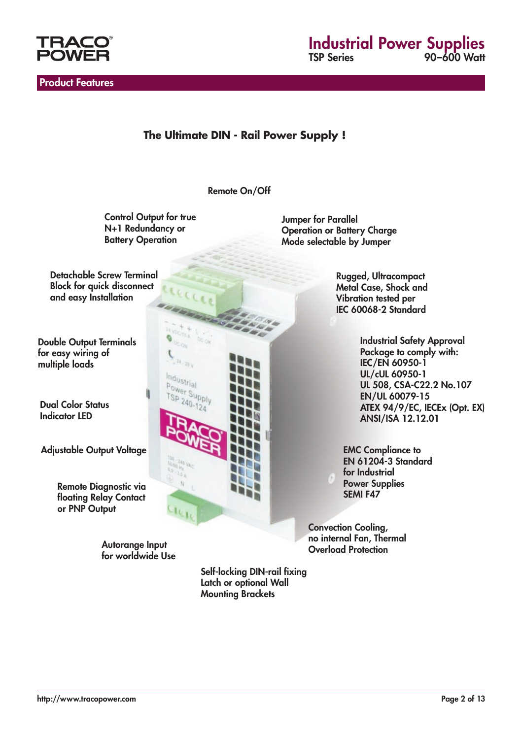## Product Features

### The Ultimate DIN - Rail Power Supply !

Remote On/Off

Control Output for true N+1 Redundancy or Battery Operation

Jumper for Parallel Operation or Battery Charge Mode selectable by Jumper

Detachable Screw Terminal Block for quick disconnect and easy Installation

Rugged, Ultracompact Metal Case, Shock and Vibration tested per IEC 60068-2 Standard

Double Output Terminals for easy wiring of multiple loads

Industrial Safety Approval Package to comply with:
IEC/EN 60950-1
UL/cUL 60950-1
UL 508, CSA-C22.2 No.107
EN/UL 60079-15
ATEX 94/9/EC, IECEx (Opt. EX)
ANSI/ISA 12.12.01

Dual Color Status Indicator LED

Adjustable Output Voltage

EMC Compliance to EN 61204-3 Standard for Industrial Power Supplies
SEMI F47

Remote Diagnostic via floating Relay Contact or PNP Output

Convection Cooling, no internal Fan, Thermal Overload Protection

Autorange Input for worldwide Use

Self-locking DIN-rail fixing Latch or optional Wall Mounting Brackets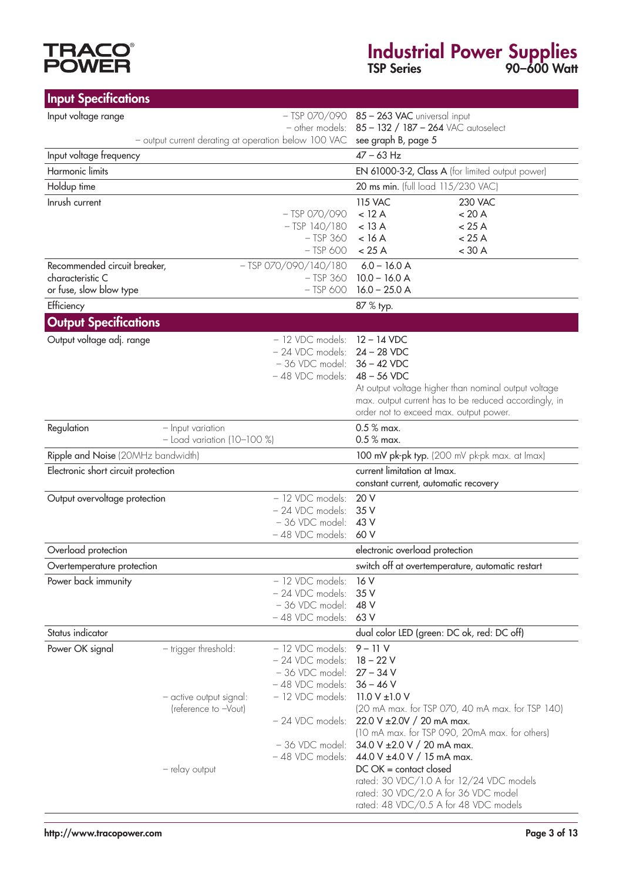## Input Specifications

| | | | |
|---|---|---|---|
| Input voltage range | – TSP 070/090 | **85 – 263 VAC** universal input | |
| | – other models: | **85 – 132 / 187 – 264** VAC autoselect | |
| | – output current derating at operation below 100 VAC | **see graph B, page 5** | |
| Input voltage frequency | | **47 – 63 Hz** | |
| Harmonic limits | | **EN 61000-3-2, Class A** (for limited output power) | |
| Holdup time | | **20 ms min.** (full load 115/230 VAC) | |
| Inrush current | | **115 VAC** | **230 VAC** |
| | – TSP 070/090 | **< 12 A** | **< 20 A** |
| | – TSP 140/180 | **< 13 A** | **< 25 A** |
| | – TSP 360 | **< 16 A** | **< 25 A** |
| | – TSP 600 | **< 25 A** | **< 30 A** |
| Recommended circuit breaker, characteristic C or fuse, slow blow type | – TSP 070/090/140/180 | **6.0 – 16.0 A** | |
| | – TSP 360 | **10.0 – 16.0 A** | |
| | – TSP 600 | **16.0 – 25.0 A** | |
| Efficiency | | **87 % typ.** | |

## Output Specifications

| | | | |
|---|---|---|---|
| Output voltage adj. range | | – 12 VDC models: | **12 – 14 VDC** |
| | | – 24 VDC models: | **24 – 28 VDC** |
| | | – 36 VDC model: | **36 – 42 VDC** |
| | | – 48 VDC models: | **48 – 56 VDC** |
| | | | At output voltage higher than nominal output voltage max. output current has to be reduced accordingly, in order not to exceed max. output power. |
| Regulation | – Input variation | | **0.5 % max.** |
| | – Load variation (10–100 %) | | **0.5 % max.** |
| Ripple and Noise (20MHz bandwidth) | | | **100 mV pk-pk typ.** (200 mV pk-pk max. at Imax) |
| Electronic short circuit protection | | | **current limitation at Imax. constant current, automatic recovery** |
| Output overvoltage protection | | – 12 VDC models: | **20 V** |
| | | – 24 VDC models: | **35 V** |
| | | – 36 VDC model: | **43 V** |
| | | – 48 VDC models: | **60 V** |
| Overload protection | | | **electronic overload protection** |
| Overtemperature protection | | | **switch off at overtemperature, automatic restart** |
| Power back immunity | | – 12 VDC models: | **16 V** |
| | | – 24 VDC models: | **35 V** |
| | | – 36 VDC model: | **48 V** |
| | | – 48 VDC models: | **63 V** |
| Status indicator | | | **dual color LED (green: DC ok, red: DC off)** |
| Power OK signal | – trigger threshold: | – 12 VDC models: | **9 – 11 V** |
| | | – 24 VDC models: | **18 – 22 V** |
| | | – 36 VDC model: | **27 – 34 V** |
| | | – 48 VDC models: | **36 – 46 V** |
| | – active output signal: (reference to –Vout) | – 12 VDC models: | **11.0 V ±1.0 V** (20 mA max. for TSP 070, 40 mA max. for TSP 140) |
| | | – 24 VDC models: | **22.0 V ±2.0V / 20 mA max.** (10 mA max. for TSP 090, 20mA max. for others) |
| | | – 36 VDC model: | **34.0 V ±2.0 V / 20 mA max.** |
| | | – 48 VDC models: | **44.0 V ±4.0 V / 15 mA max.** |
| | – relay output | | **DC OK = contact closed** rated: 30 VDC/1.0 A for 12/24 VDC models rated: 30 VDC/2.0 A for 36 VDC model rated: 48 VDC/0.5 A for 48 VDC models |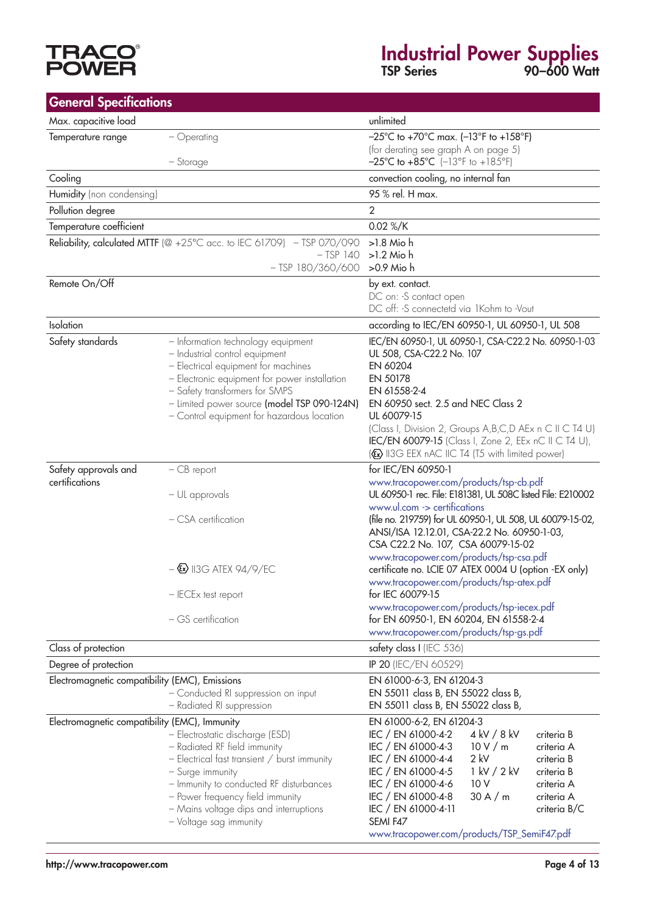## General Specifications

| | | |
|---|---|---|
| Max. capacitive load | | unlimited |
| Temperature range | – Operating | –25°C to +70°C max. (–13°F to +158°F) (for derating see graph A on page 5) |
| | – Storage | –25°C to +85°C (–13°F to +185°F) |
| Cooling | | convection cooling, no internal fan |
| Humidity (non condensing) | | 95 % rel. H max. |
| Pollution degree | | 2 |
| Temperature coefficient | | 0.02 %/K |
| Reliability, calculated MTTF (@ +25°C acc. to IEC 61709) | – TSP 070/090 | >1.8 Mio h |
| | – TSP 140 | >1.2 Mio h |
| | – TSP 180/360/600 | >0.9 Mio h |
| Remote On/Off | | by ext. contact. DC on: -S contact open DC off: -S connectetd via 1Kohm to -Vout |
| Isolation | | according to IEC/EN 60950-1, UL 60950-1, UL 508 |
| Safety standards | – Information technology equipment | IEC/EN 60950-1, UL 60950-1, CSA-C22.2 No. 60950-1-03 |
| | – Industrial control equipment | UL 508, CSA-C22.2 No. 107 |
| | – Electrical equipment for machines | EN 60204 |
| | – Electronic equipment for power installation | EN 50178 |
| | – Safety transformers for SMPS | EN 61558-2-4 |
| | – Limited power source (model TSP 090-124N) | EN 60950 sect. 2.5 and NEC Class 2 |
| | – Control equipment for hazardous location | UL 60079-15 (Class I, Division 2, Groups A,B,C,D AEx n C II C T4 U) IEC/EN 60079-15 (Class I, Zone 2, EEx nC II C T4 U), (Ex) II3G EEX nAC IIC T4 (T5 with limited power) |
| Safety approvals and certifications | – CB report | for IEC/EN 60950-1 www.tracopower.com/products/tsp-cb.pdf |
| | – UL approvals | UL 60950-1 rec. File: E181381, UL 508C listed File: E210002 www.ul.com -> certifications |
| | – CSA certification | (file no. 219759) for UL 60950-1, UL 508, UL 60079-15-02, ANSI/ISA 12.12.01, CSA-22.2 No. 60950-1-03, CSA C22.2 No. 107, CSA 60079-15-02 www.tracopower.com/products/tsp-csa.pdf |
| | – (Ex) II3G ATEX 94/9/EC | certificate no. LCIE 07 ATEX 0004 U (option -EX only) www.tracopower.com/products/tsp-atex.pdf |
| | – IECEx test report | for IEC 60079-15 www.tracopower.com/products/tsp-iecex.pdf |
| | – GS certification | for EN 60950-1, EN 60204, EN 61558-2-4 www.tracopower.com/products/tsp-gs.pdf |
| Class of protection | | safety class I (IEC 536) |
| Degree of protection | | IP 20 (IEC/EN 60529) |
| Electromagnetic compatibility (EMC), Emissions | | EN 61000-6-3, EN 61204-3 |
| | – Conducted RI suppression on input | EN 55011 class B, EN 55022 class B, |
| | – Radiated RI suppression | EN 55011 class B, EN 55022 class B, |
| Electromagnetic compatibility (EMC), Immunity | | EN 61000-6-2, EN 61204-3 |
| | – Electrostatic discharge (ESD) | IEC / EN 61000-4-2 — 4 kV / 8 kV — criteria B |
| | – Radiated RF field immunity | IEC / EN 61000-4-3 — 10 V / m — criteria A |
| | – Electrical fast transient / burst immunity | IEC / EN 61000-4-4 — 2 kV — criteria B |
| | – Surge immunity | IEC / EN 61000-4-5 — 1 kV / 2 kV — criteria B |
| | – Immunity to conducted RF disturbances | IEC / EN 61000-4-6 — 10 V — criteria A |
| | – Power frequency field immunity | IEC / EN 61000-4-8 — 30 A / m — criteria A |
| | – Mains voltage dips and interruptions | IEC / EN 61000-4-11 — criteria B/C |
| | – Voltage sag immunity | SEMI F47 www.tracopower.com/products/TSP_SemiF47.pdf |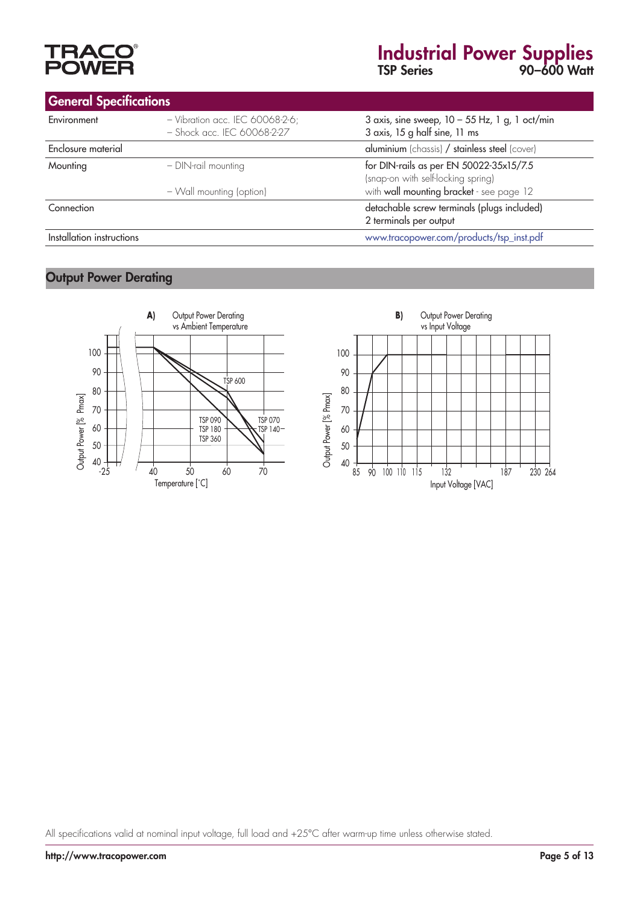## General Specifications

| | | |
|---|---|---|
| Environment | – Vibration acc. IEC 60068-2-6;<br>– Shock acc. IEC 60068-2-27 | 3 axis, sine sweep, 10 – 55 Hz, 1 g, 1 oct/min<br>3 axis, 15 g half sine, 11 ms |
| Enclosure material | | **aluminium** (chassis) / **stainless steel** (cover) |
| Mounting | – DIN-rail mounting<br><br>– Wall mounting (option) | for DIN-rails as per EN 50022-35x15/7.5<br>(snap-on with self-locking spring)<br>with **wall mounting bracket** - see page 12 |
| Connection | | detachable screw terminals (plugs included)<br>2 terminals per output |
| Installation instructions | | www.tracopower.com/products/tsp_inst.pdf |

## Output Power Derating

**A)** Output Power Derating vs Ambient Temperature

Output Power [% Pmax]; Temperature [°C]; -25, 40, 50, 60, 70; TSP 600; TSP 090, TSP 180, TSP 360; TSP 070, TSP 140

**B)** Output Power Derating vs Input Voltage

Output Power [% Pmax]; Input Voltage [VAC]; 85, 90, 100, 110, 115, 132, 187, 230, 264

All specifications valid at nominal input voltage, full load and +25°C after warm-up time unless otherwise stated.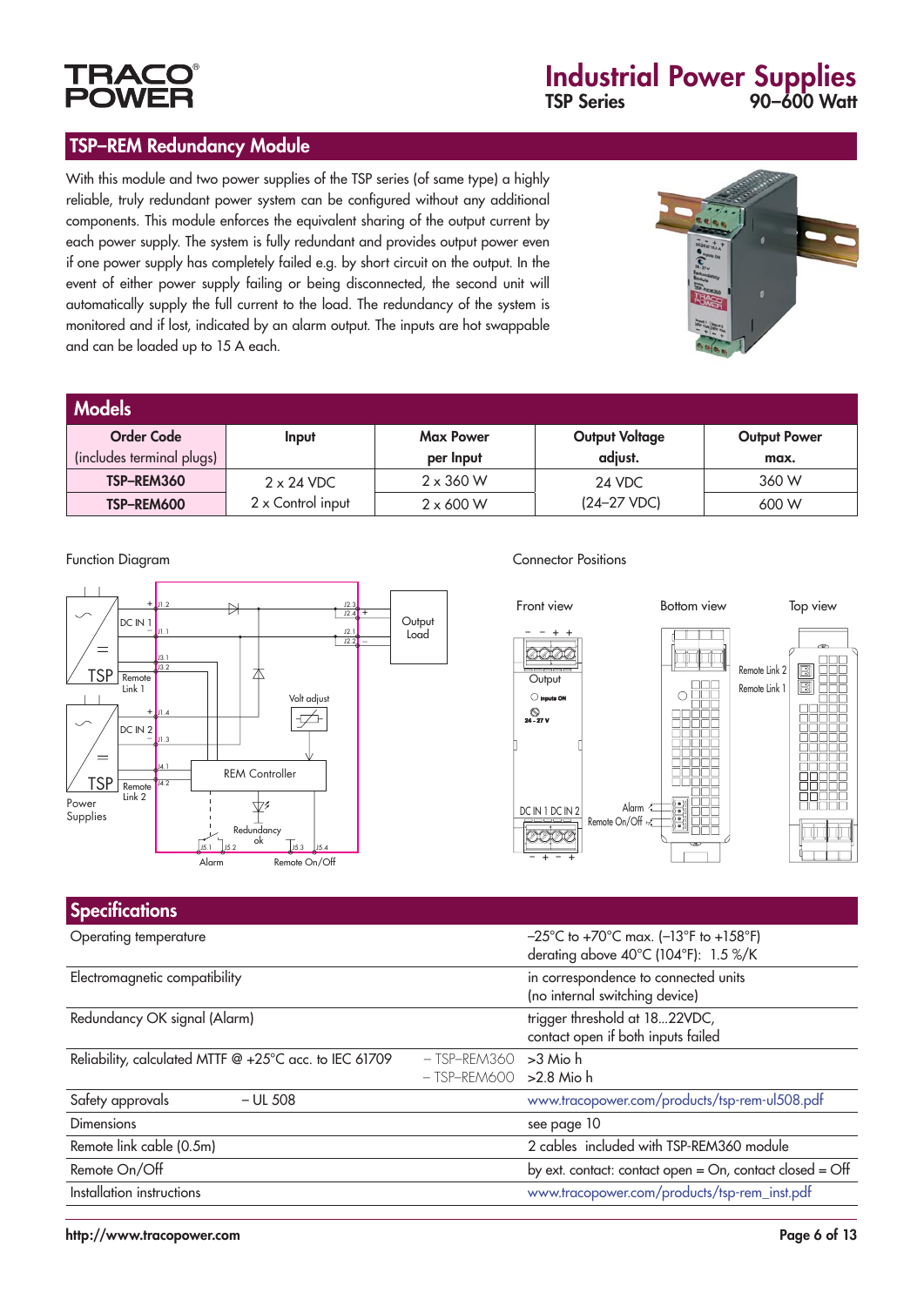## TSP–REM Redundancy Module

With this module and two power supplies of the TSP series (of same type) a highly reliable, truly redundant power system can be configured without any additional components. This module enforces the equivalent sharing of the output current by each power supply. The system is fully redundant and provides output power even if one power supply has completely failed e.g. by short circuit on the output. In the event of either power supply failing or being disconnected, the second unit will automatically supply the full current to the load. The redundancy of the system is monitored and if lost, indicated by an alarm output. The inputs are hot swappable and can be loaded up to 15 A each.

## Models

| Order Code (includes terminal plugs) | Input | Max Power per Input | Output Voltage adjust. | Output Power max. |
|---|---|---|---|---|
| **TSP–REM360** | 2 x 24 VDC 2 x Control input | 2 x 360 W | 24 VDC (24–27 VDC) | 360 W |
| **TSP–REM600** | | 2 x 600 W | | 600 W |

Function Diagram

Connector Positions

## Specifications

| | | |
|---|---|---|
| Operating temperature | | –25°C to +70°C max. (–13°F to +158°F) derating above 40°C (104°F): 1.5 %/K |
| Electromagnetic compatibility | | in correspondence to connected units (no internal switching device) |
| Redundancy OK signal (Alarm) | | trigger threshold at 18...22VDC, contact open if both inputs failed |
| Reliability, calculated MTTF @ +25°C acc. to IEC 61709 | – TSP–REM360 | >3 Mio h |
| | – TSP–REM600 | >2.8 Mio h |
| Safety approvals – UL 508 | | www.tracopower.com/products/tsp-rem-ul508.pdf |
| Dimensions | | see page 10 |
| Remote link cable (0.5m) | | 2 cables included with TSP-REM360 module |
| Remote On/Off | | by ext. contact: contact open = On, contact closed = Off |
| Installation instructions | | www.tracopower.com/products/tsp-rem_inst.pdf |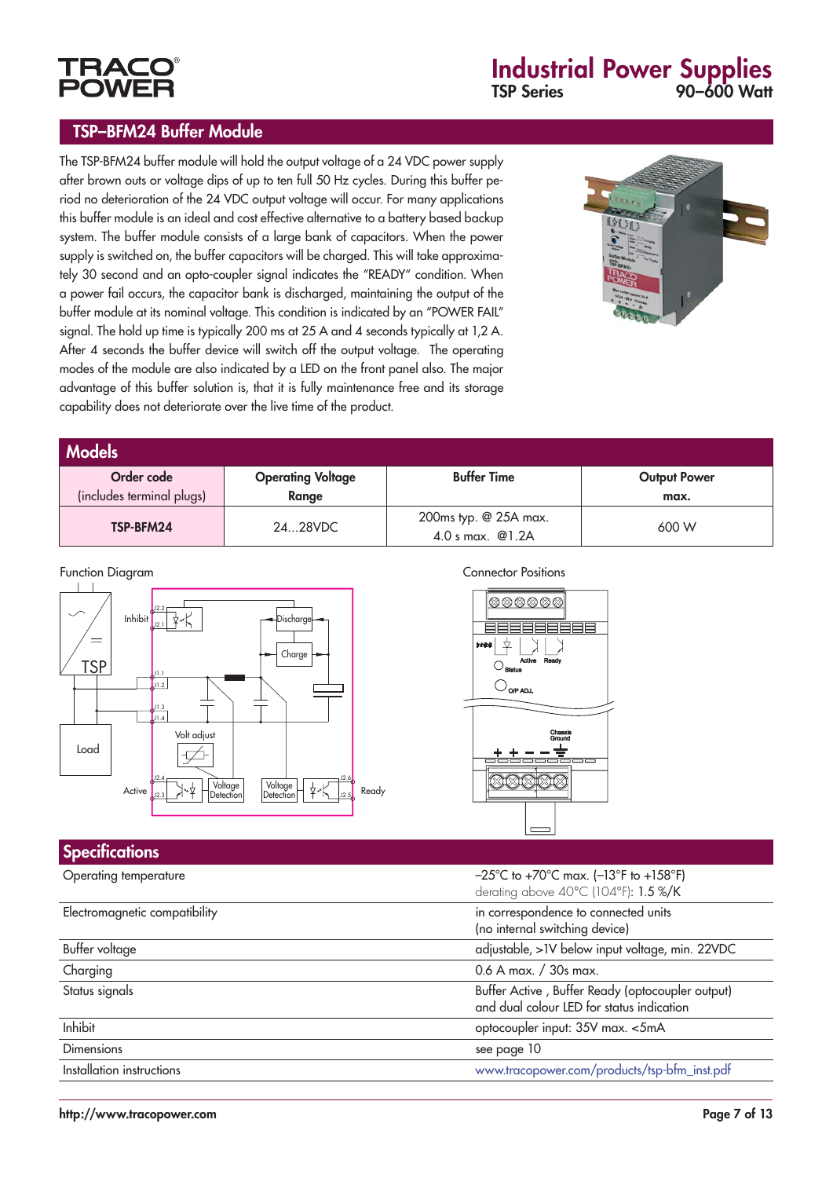## TSP–BFM24 Buffer Module

The TSP-BFM24 buffer module will hold the output voltage of a 24 VDC power supply after brown outs or voltage dips of up to ten full 50 Hz cycles. During this buffer period no deterioration of the 24 VDC output voltage will occur. For many applications this buffer module is an ideal and cost effective alternative to a battery based backup system. The buffer module consists of a large bank of capacitors. When the power supply is switched on, the buffer capacitors will be charged. This will take approximately 30 second and an opto-coupler signal indicates the "READY" condition. When a power fail occurs, the capacitor bank is discharged, maintaining the output of the buffer module at its nominal voltage. This condition is indicated by an "POWER FAIL" signal. The hold up time is typically 200 ms at 25 A and 4 seconds typically at 1,2 A. After 4 seconds the buffer device will switch off the output voltage. The operating modes of the module are also indicated by a LED on the front panel also. The major advantage of this buffer solution is, that it is fully maintenance free and its storage capability does not deteriorate over the live time of the product.

## Models

| Order code (includes terminal plugs) | Operating Voltage Range | Buffer Time | Output Power max. |
|---|---|---|---|
| **TSP-BFM24** | 24...28VDC | 200ms typ. @ 25A max.<br>4.0 s max. @1.2A | 600 W |

Function Diagram

Connector Positions

## Specifications

| | |
|---|---|
| Operating temperature | –25°C to +70°C max. (–13°F to +158°F)<br>derating above 40°C (104°F): 1.5 %/K |
| Electromagnetic compatibility | in correspondence to connected units<br>(no internal switching device) |
| Buffer voltage | adjustable, >1V below input voltage, min. 22VDC |
| Charging | 0.6 A max. / 30s max. |
| Status signals | Buffer Active , Buffer Ready (optocoupler output)<br>and dual colour LED for status indication |
| Inhibit | optocoupler input: 35V max. <5mA |
| Dimensions | see page 10 |
| Installation instructions | www.tracopower.com/products/tsp-bfm_inst.pdf |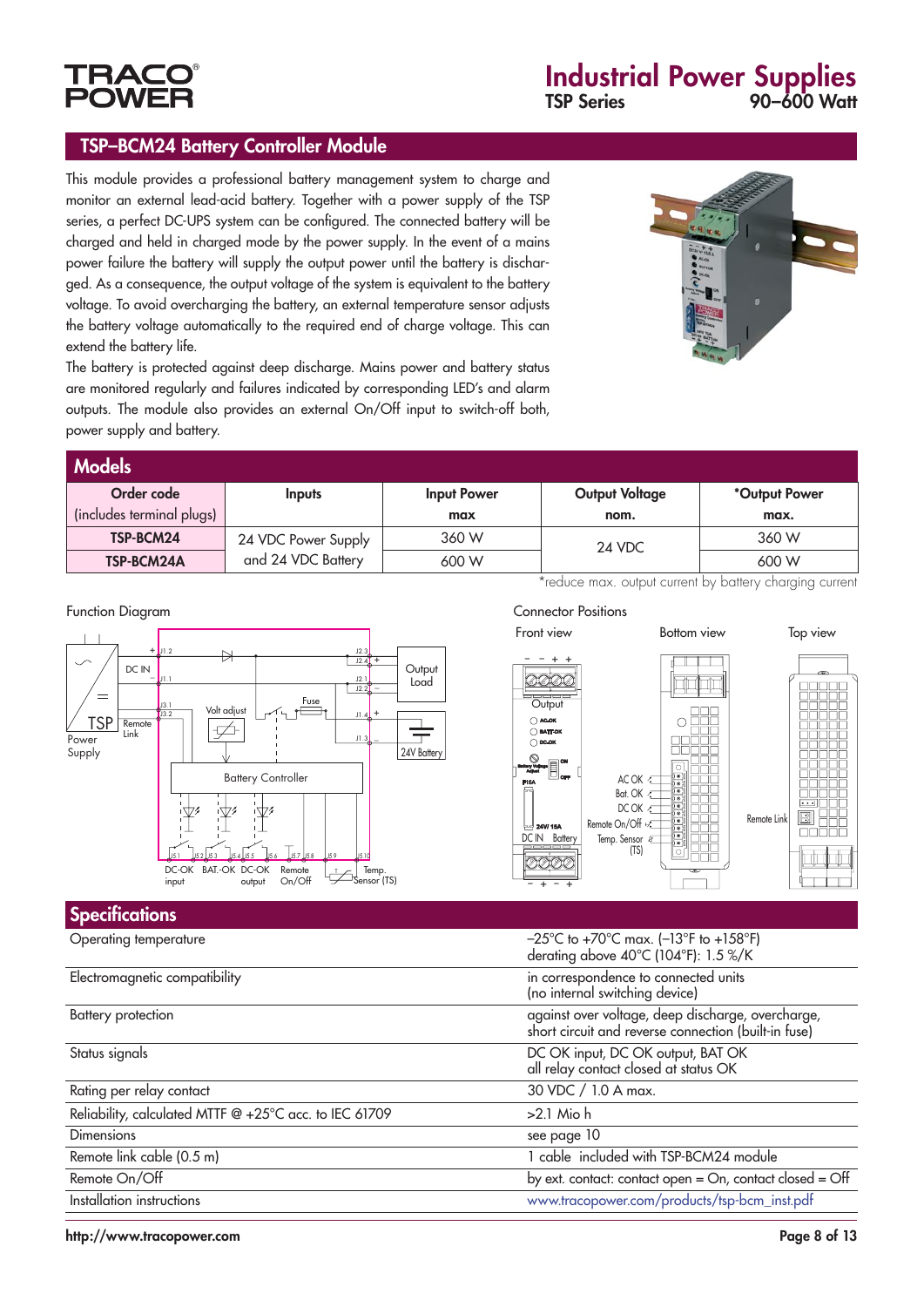## TSP–BCM24 Battery Controller Module

This module provides a professional battery management system to charge and monitor an external lead-acid battery. Together with a power supply of the TSP series, a perfect DC-UPS system can be configured. The connected battery will be charged and held in charged mode by the power supply. In the event of a mains power failure the battery will supply the output power until the battery is discharged. As a consequence, the output voltage of the system is equivalent to the battery voltage. To avoid overcharging the battery, an external temperature sensor adjusts the battery voltage automatically to the required end of charge voltage. This can extend the battery life.

The battery is protected against deep discharge. Mains power and battery status are monitored regularly and failures indicated by corresponding LED's and alarm outputs. The module also provides an external On/Off input to switch-off both, power supply and battery.

## Models

| Order code (includes terminal plugs) | Inputs | Input Power max | Output Voltage nom. | *Output Power max. |
|---|---|---|---|---|
| **TSP-BCM24** | 24 VDC Power Supply and 24 VDC Battery | 360 W | 24 VDC | 360 W |
| **TSP-BCM24A** | | 600 W | | 600 W |

*reduce max. output current by battery charging current

Function Diagram

Connector Positions

## Specifications

| | |
|---|---|
| Operating temperature | –25°C to +70°C max. (–13°F to +158°F) derating above 40°C (104°F): 1.5 %/K |
| Electromagnetic compatibility | in correspondence to connected units (no internal switching device) |
| Battery protection | against over voltage, deep discharge, overcharge, short circuit and reverse connection (built-in fuse) |
| Status signals | DC OK input, DC OK output, BAT OK all relay contact closed at status OK |
| Rating per relay contact | 30 VDC / 1.0 A max. |
| Reliability, calculated MTTF @ +25°C acc. to IEC 61709 | >2.1 Mio h |
| Dimensions | see page 10 |
| Remote link cable (0.5 m) | 1 cable included with TSP-BCM24 module |
| Remote On/Off | by ext. contact: contact open = On, contact closed = Off |
| Installation instructions | www.tracopower.com/products/tsp-bcm_inst.pdf |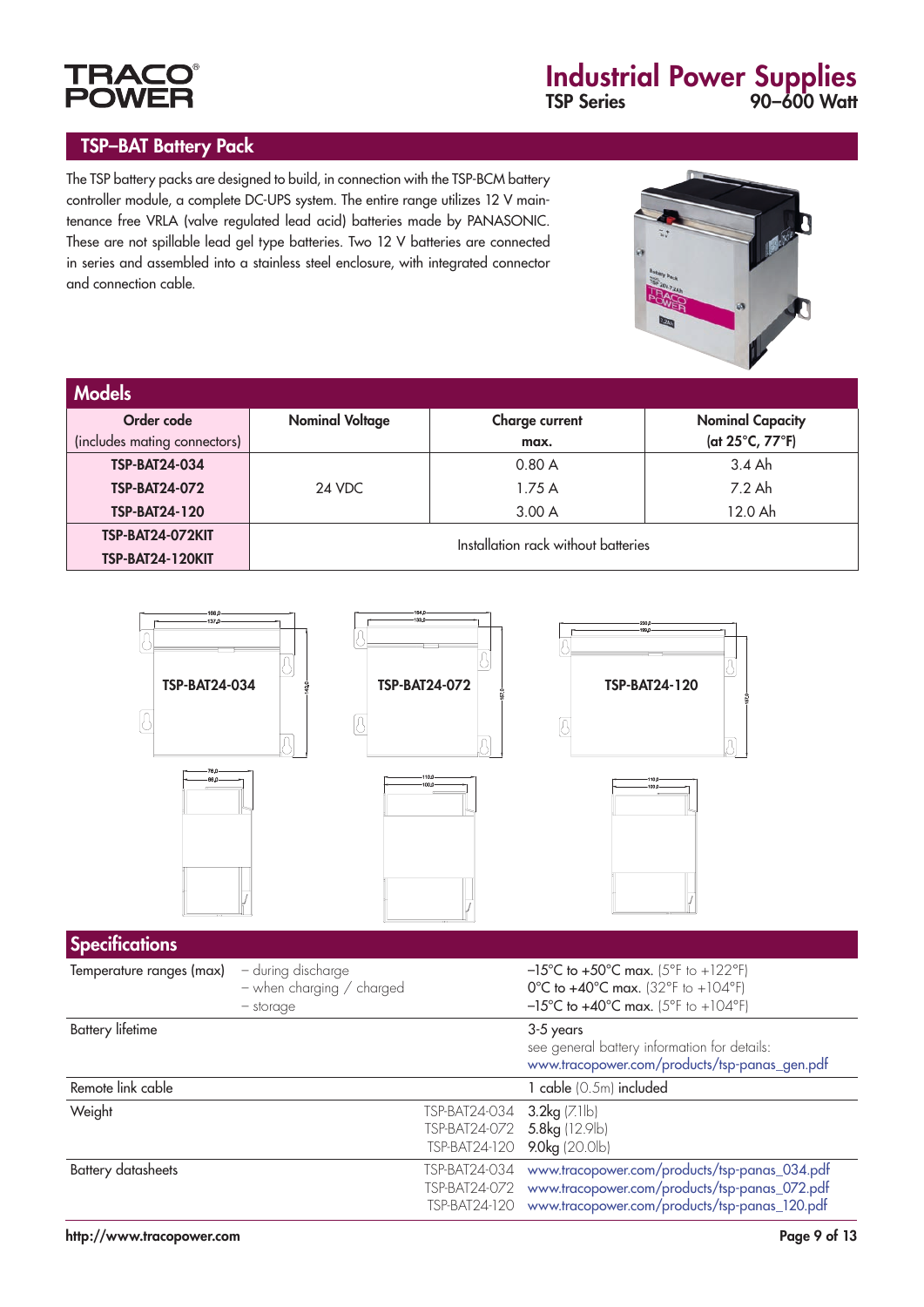## TSP–BAT Battery Pack

The TSP battery packs are designed to build, in connection with the TSP-BCM battery controller module, a complete DC-UPS system. The entire range utilizes 12 V maintenance free VRLA (valve regulated lead acid) batteries made by PANASONIC. These are not spillable lead gel type batteries. Two 12 V batteries are connected in series and assembled into a stainless steel enclosure, with integrated connector and connection cable.

## Models

| Order code (includes mating connectors) | Nominal Voltage | Charge current max. | Nominal Capacity (at 25°C, 77°F) |
|---|---|---|---|
| **TSP-BAT24-034** | 24 VDC | 0.80 A | 3.4 Ah |
| **TSP-BAT24-072** | | 1.75 A | 7.2 Ah |
| **TSP-BAT24-120** | | 3.00 A | 12.0 Ah |
| **TSP-BAT24-072KIT** | Installation rack without batteries | | |
| **TSP-BAT24-120KIT** | | | |

TSP-BAT24-034 TSP-BAT24-072 TSP-BAT24-120

## Specifications

| | | |
|---|---|---|
| Temperature ranges (max) | – during discharge<br>– when charging / charged<br>– storage | –15°C to +50°C max. (5°F to +122°F)<br>0°C to +40°C max. (32°F to +104°F)<br>–15°C to +40°C max. (5°F to +104°F) |
| Battery lifetime | | 3-5 years<br>see general battery information for details:<br>www.tracopower.com/products/tsp-panas_gen.pdf |
| Remote link cable | | 1 cable (0.5m) included |
| Weight | TSP-BAT24-034<br>TSP-BAT24-072<br>TSP-BAT24-120 | 3.2kg (7.1lb)<br>5.8kg (12.9lb)<br>9.0kg (20.0lb) |
| Battery datasheets | TSP-BAT24-034<br>TSP-BAT24-072<br>TSP-BAT24-120 | www.tracopower.com/products/tsp-panas_034.pdf<br>www.tracopower.com/products/tsp-panas_072.pdf<br>www.tracopower.com/products/tsp-panas_120.pdf |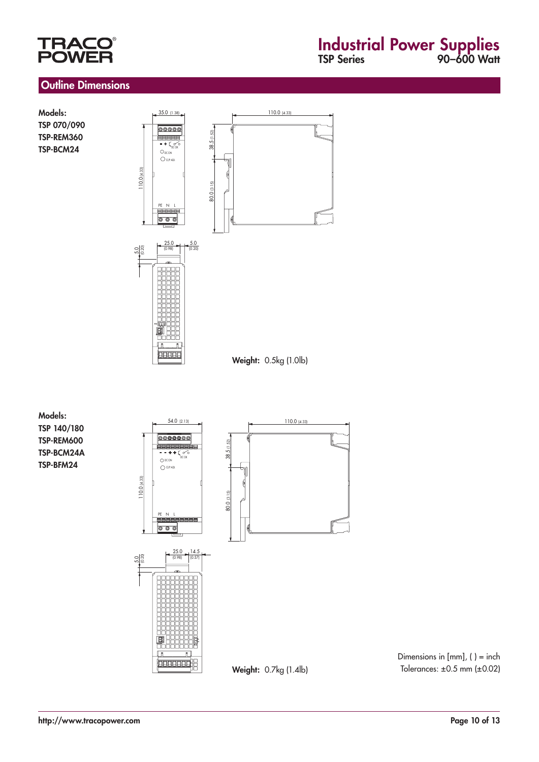## Outline Dimensions

**Models:**
**TSP 070/090**
**TSP-REM360**
**TSP-BCM24**

35.0 (1.38)
110.0 (4.33)
110.0 (4.33)
38.5 (1.52)
80.0 (3.15)
DC OK
DC ON
O/P ADJ
PE N L
5.0 (0.20)
25.0 (0.98)
5.0 (0.20)

**Weight:** 0.5kg (1.0lb)

**Models:**
**TSP 140/180**
**TSP-REM600**
**TSP-BCM24A**
**TSP-BFM24**

54.0 (2.13)
110.0 (4.33)
110.0 (4.33)
38.5 (1.52)
80.0 (3.15)
DC OK
DC ON
O/P ADJ
PE N L
5.0 (0.20)
25.0 (0.98)
14.5 (0.57)

**Weight:** 0.7kg (1.4lb)

Dimensions in [mm], ( ) = inch
Tolerances: ±0.5 mm (±0.02)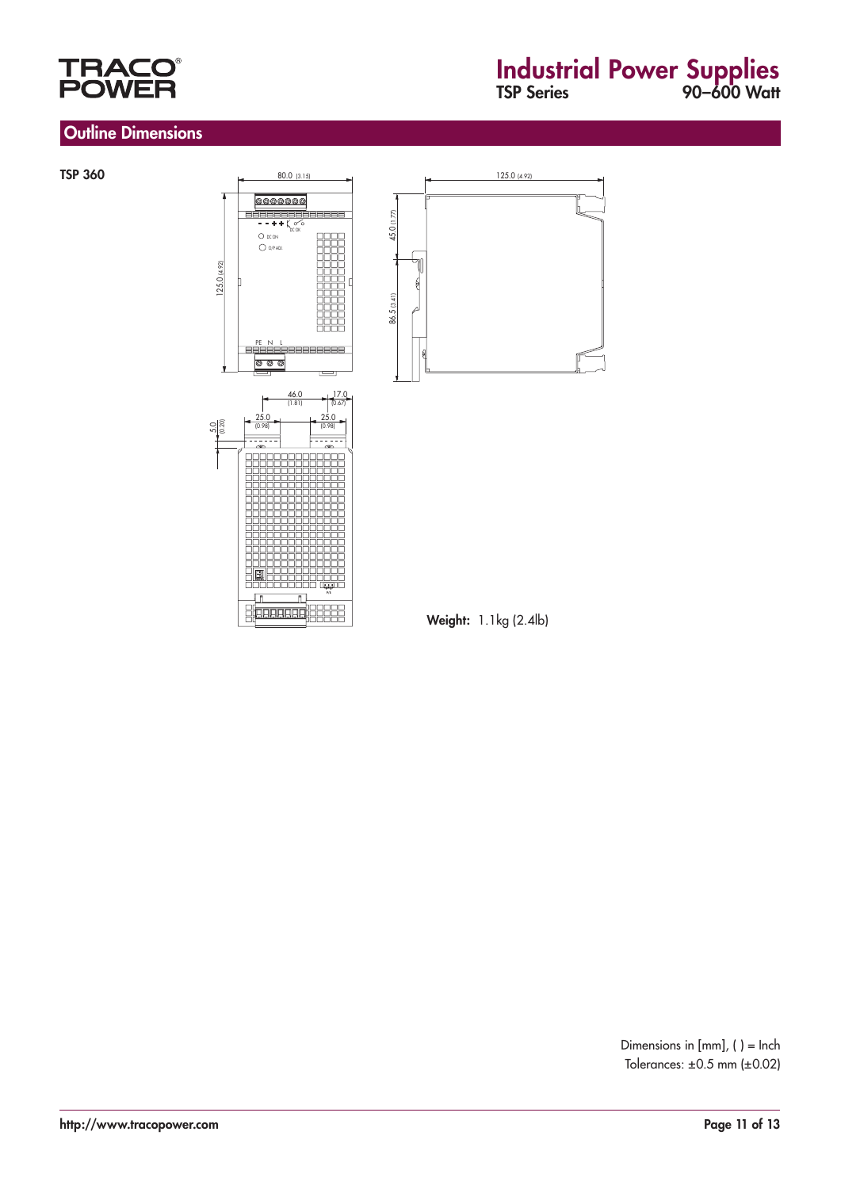## Outline Dimensions

**TSP 360**

**Weight:** 1.1kg (2.4lb)

Dimensions in [mm], ( ) = Inch
Tolerances: ±0.5 mm (±0.02)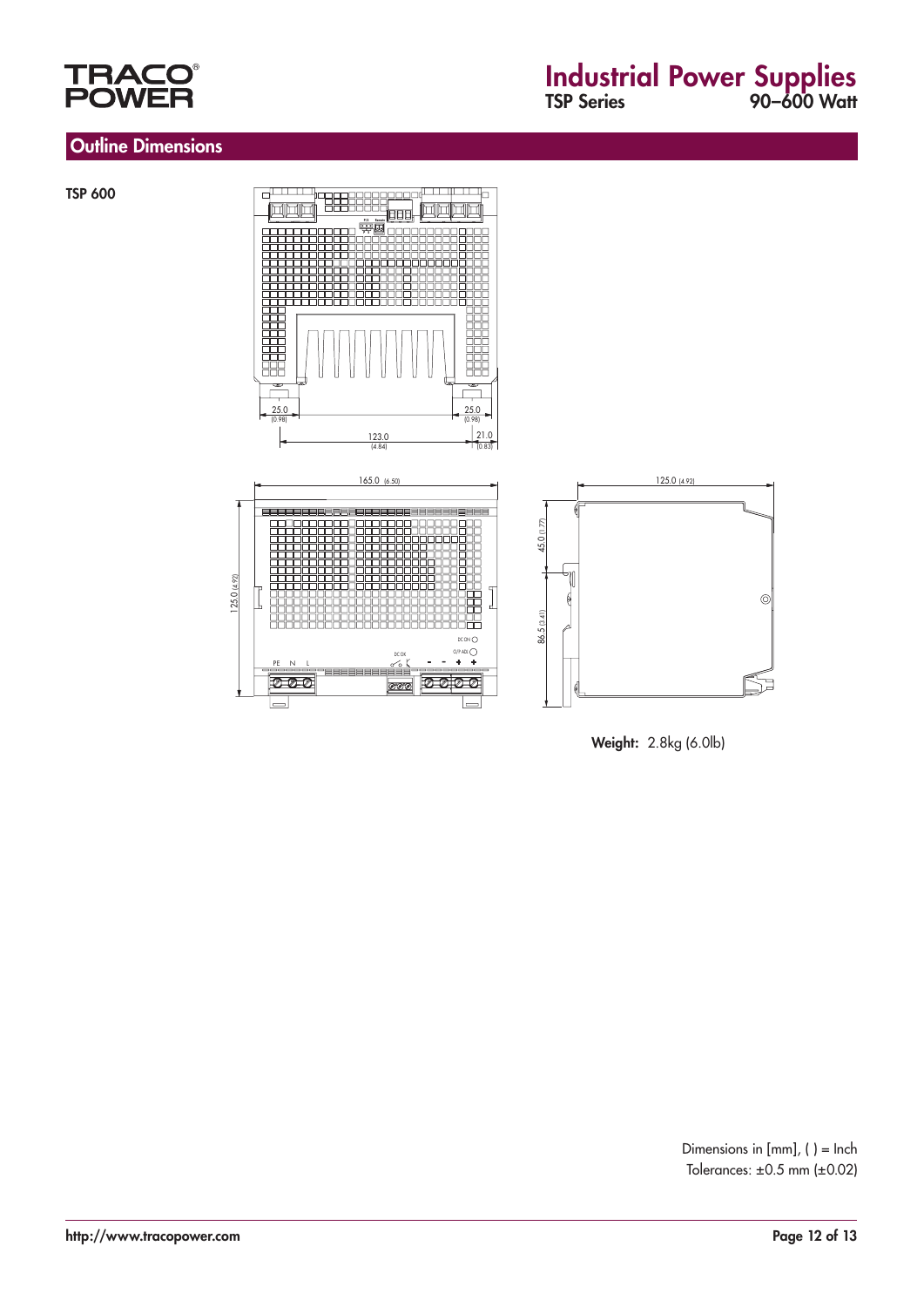## Outline Dimensions

**TSP 600**

**Weight:** 2.8kg (6.0lb)

Dimensions in [mm], ( ) = Inch
Tolerances: ±0.5 mm (±0.02)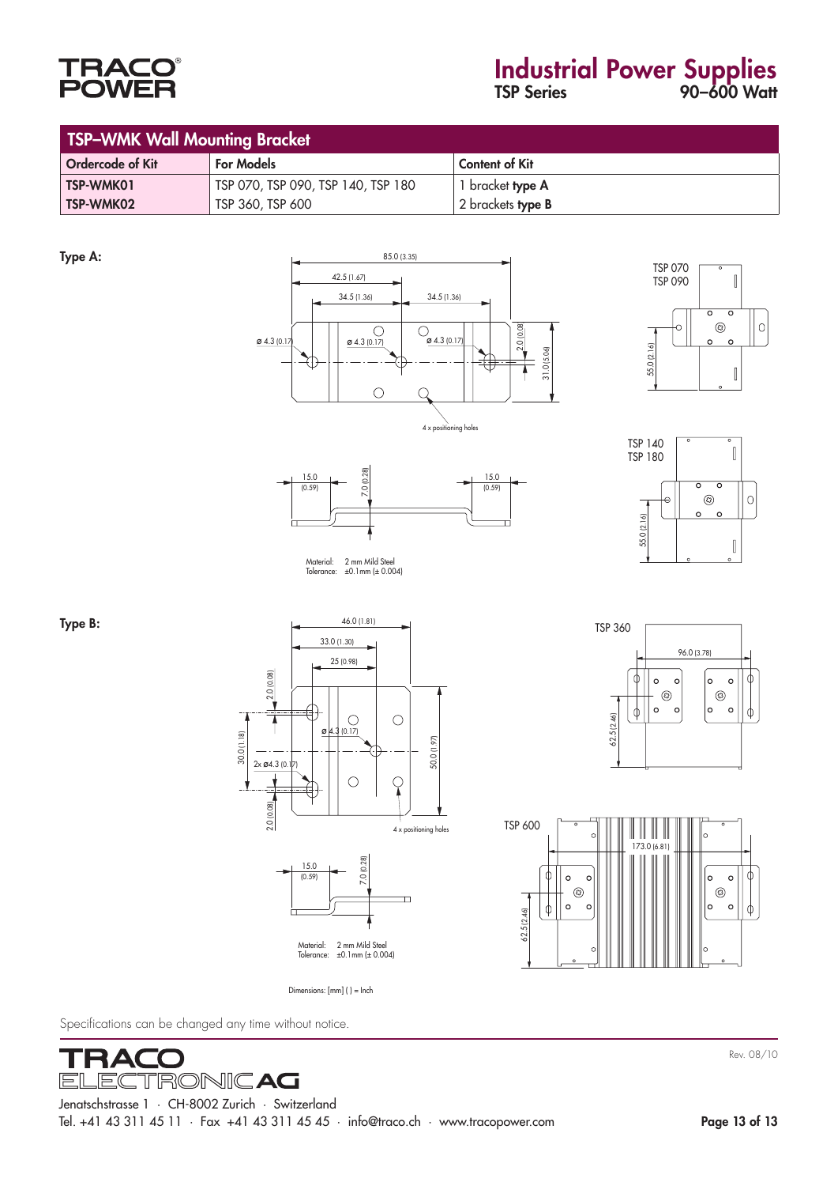## TSP–WMK Wall Mounting Bracket

| Ordercode of Kit | For Models | Content of Kit |
|---|---|---|
| **TSP-WMK01** | TSP 070, TSP 090, TSP 140, TSP 180 | 1 bracket **type A** |
| **TSP-WMK02** | TSP 360, TSP 600 | 2 brackets **type B** |

**Type A:**

85.0 (3.35)
42.5 (1.67)
34.5 (1.36)
34.5 (1.36)
ø 4.3 (0.17)
ø 4.3 (0.17)
ø 4.3 (0.17)
2.0 (0.08)
31.0 (5.06)
4 x positioning holes

15.0 (0.59)
7.0 (0.28)
15.0 (0.59)

Material: 2 mm Mild Steel
Tolerance: ±0.1mm (± 0.004)

TSP 070
TSP 090
55.0 (2.16)

TSP 140
TSP 180
55.0 (2.16)

**Type B:**

46.0 (1.81)
33.0 (1.30)
25 (0.98)
2.0 (0.08)
ø 4.3 (0.17)
30.0 (1.18)
2x ø4.3 (0.17)
2.0 (0.08)
50.0 (1.97)
4 x positioning holes

15.0 (0.59)
7.0 (0.28)

Material: 2 mm Mild Steel
Tolerance: ±0.1mm (± 0.004)

TSP 360
96.0 (3.78)
62.5 (2.46)

TSP 600
173.0 (6.81)
62.5 (2.46)

Dimensions: [mm] ( ) = Inch

Specifications can be changed any time without notice.